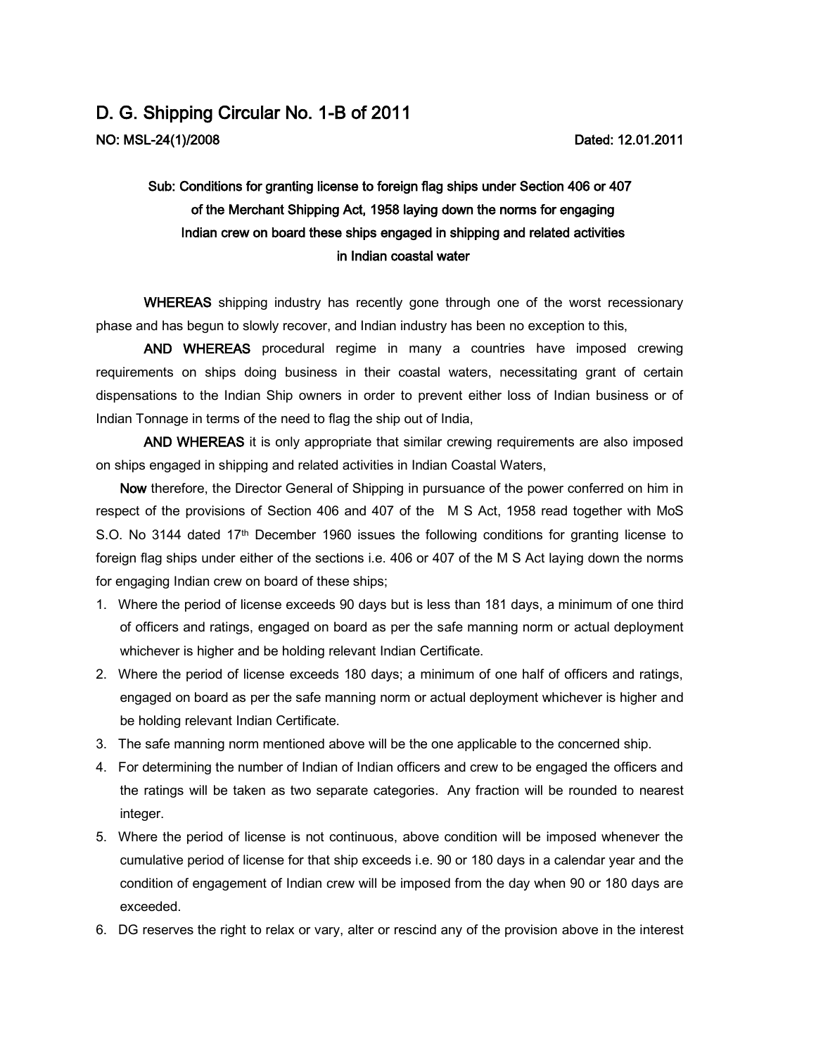# D. G. Shipping Circular No. 1-B of 2011

**NO: MSL-24(1)/2008** **Dated: 12.01.2011**

**Sub: Conditions for granting license to foreign flag ships under Section 406 or 407 of the Merchant Shipping Act, 1958 laying down the norms for engaging Indian crew on board these ships engaged in shipping and related activities in Indian coastal water**

**WHEREAS** shipping industry has recently gone through one of the worst recessionary phase and has begun to slowly recover, and Indian industry has been no exception to this,

**AND WHEREAS** procedural regime in many a countries have imposed crewing requirements on ships doing business in their coastal waters, necessitating grant of certain dispensations to the Indian Ship owners in order to prevent either loss of Indian business or of Indian Tonnage in terms of the need to flag the ship out of India,

**AND WHEREAS** it is only appropriate that similar crewing requirements are also imposed on ships engaged in shipping and related activities in Indian Coastal Waters,

**Now** therefore, the Director General of Shipping in pursuance of the power conferred on him in respect of the provisions of Section 406 and 407 of the M S Act, 1958 read together with MoS S.O. No 3144 dated 17th December 1960 issues the following conditions for granting license to foreign flag ships under either of the sections i.e. 406 or 407 of the M S Act laying down the norms for engaging Indian crew on board of these ships;

1. Where the period of license exceeds 90 days but is less than 181 days, a minimum of one third of officers and ratings, engaged on board as per the safe manning norm or actual deployment whichever is higher and be holding relevant Indian Certificate.
2. Where the period of license exceeds 180 days; a minimum of one half of officers and ratings, engaged on board as per the safe manning norm or actual deployment whichever is higher and be holding relevant Indian Certificate.
3. The safe manning norm mentioned above will be the one applicable to the concerned ship.
4. For determining the number of Indian of Indian officers and crew to be engaged the officers and the ratings will be taken as two separate categories. Any fraction will be rounded to nearest integer.
5. Where the period of license is not continuous, above condition will be imposed whenever the cumulative period of license for that ship exceeds i.e. 90 or 180 days in a calendar year and the condition of engagement of Indian crew will be imposed from the day when 90 or 180 days are exceeded.
6. DG reserves the right to relax or vary, alter or rescind any of the provision above in the interest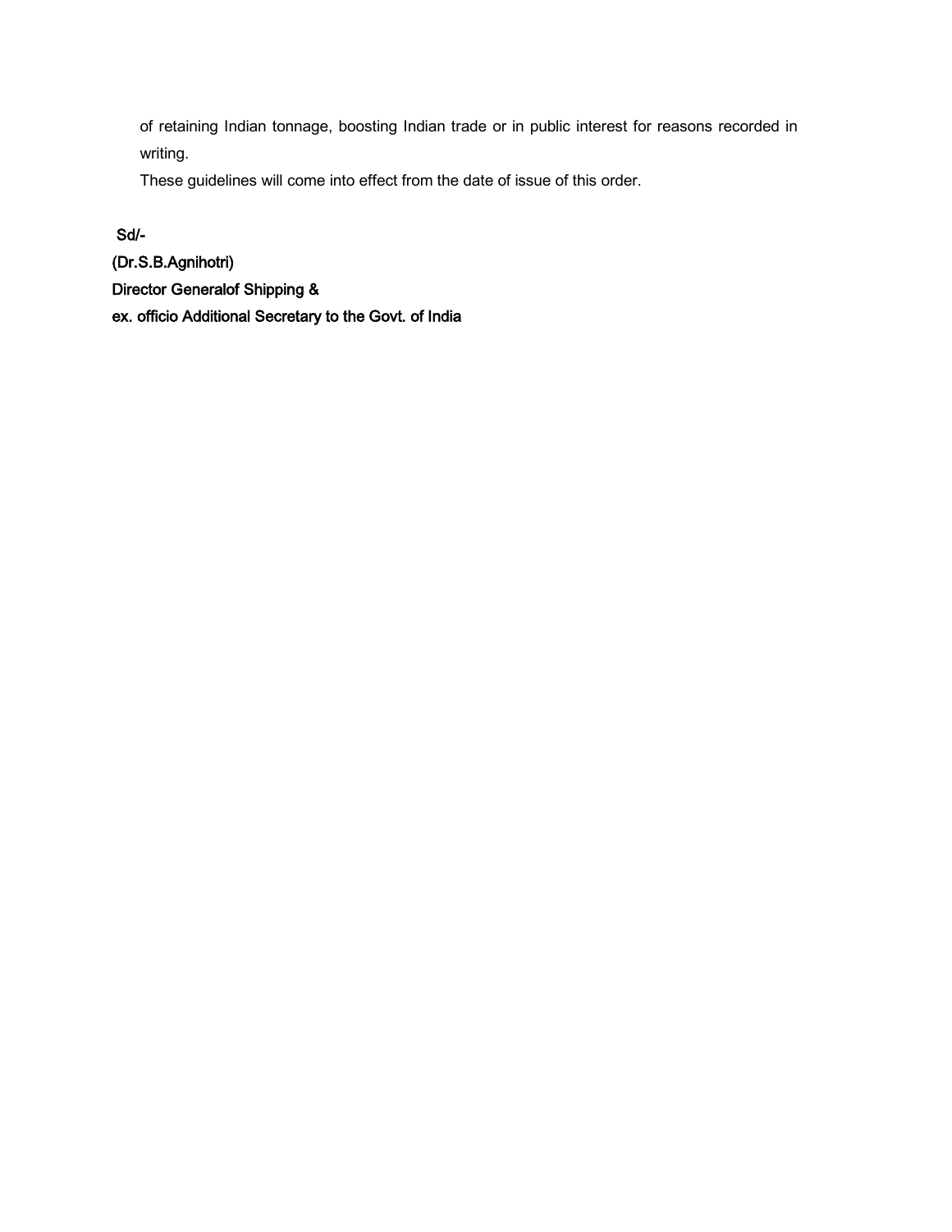of retaining Indian tonnage, boosting Indian trade or in public interest for reasons recorded in writing.

These guidelines will come into effect from the date of issue of this order.

Sd/-
(Dr.S.B.Agnihotri)
Director Generalof Shipping &
ex. officio Additional Secretary to the Govt. of India